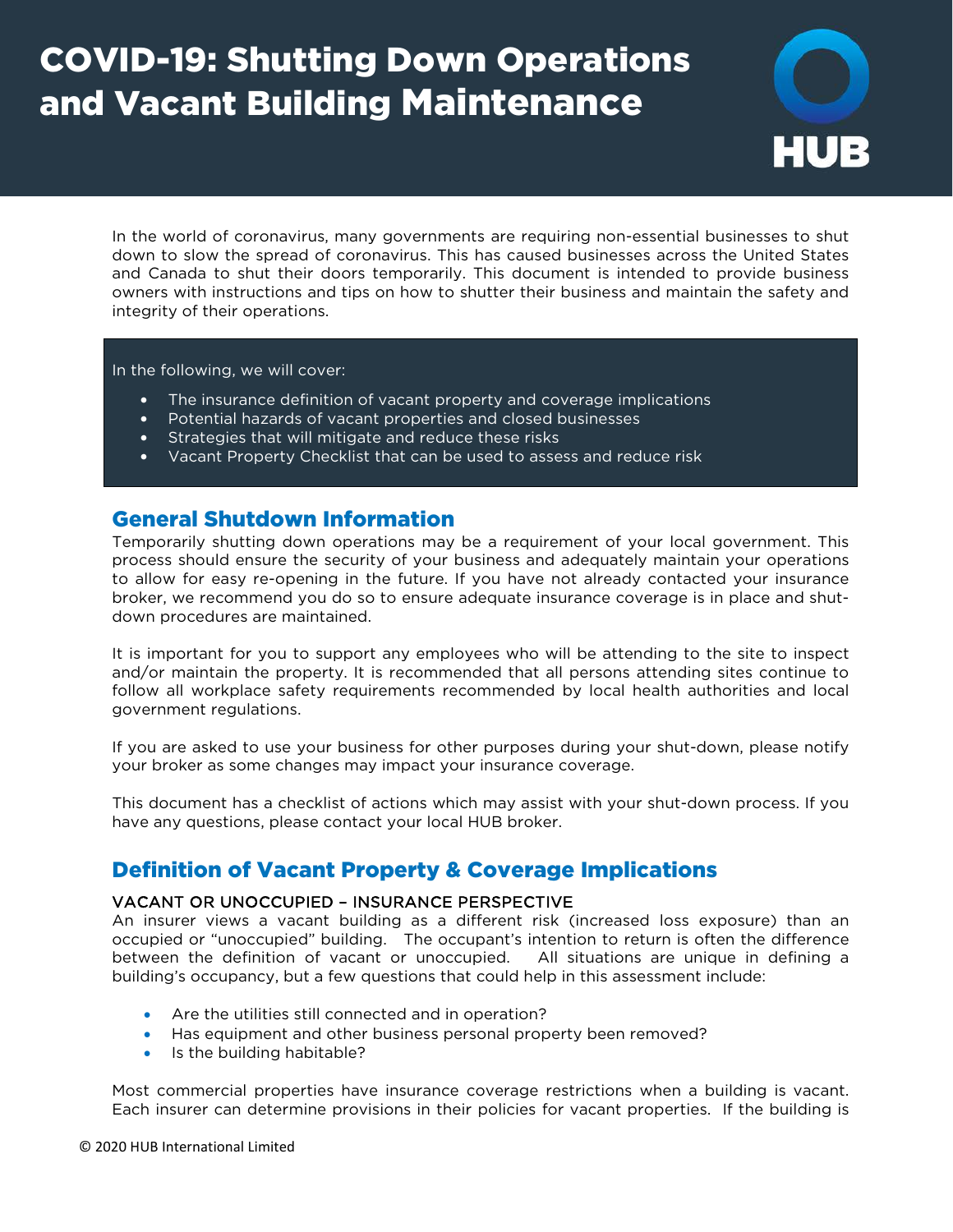# COVID-19: Shutting Down Operations and Vacant Building Maintenance

In the world of coronavirus, many governments are requiring non-essential businesses to shut down to slow the spread of coronavirus. This has caused businesses across the United States and Canada to shut their doors temporarily. This document is intended to provide business owners with instructions and tips on how to shutter their business and maintain the safety and integrity of their operations.

In the following, we will cover:

- The insurance definition of vacant property and coverage implications
- Potential hazards of vacant properties and closed businesses
- Strategies that will mitigate and reduce these risks
- Vacant Property Checklist that can be used to assess and reduce risk

## General Shutdown Information

Temporarily shutting down operations may be a requirement of your local government. This process should ensure the security of your business and adequately maintain your operations to allow for easy re-opening in the future. If you have not already contacted your insurance broker, we recommend you do so to ensure adequate insurance coverage is in place and shut-down procedures are maintained.

It is important for you to support any employees who will be attending to the site to inspect and/or maintain the property. It is recommended that all persons attending sites continue to follow all workplace safety requirements recommended by local health authorities and local government regulations.

If you are asked to use your business for other purposes during your shut-down, please notify your broker as some changes may impact your insurance coverage.

This document has a checklist of actions which may assist with your shut-down process. If you have any questions, please contact your local HUB broker.

## Definition of Vacant Property & Coverage Implications

### VACANT OR UNOCCUPIED – INSURANCE PERSPECTIVE

An insurer views a vacant building as a different risk (increased loss exposure) than an occupied or "unoccupied" building. The occupant's intention to return is often the difference between the definition of vacant or unoccupied. All situations are unique in defining a building's occupancy, but a few questions that could help in this assessment include:

- Are the utilities still connected and in operation?
- Has equipment and other business personal property been removed?
- Is the building habitable?

Most commercial properties have insurance coverage restrictions when a building is vacant. Each insurer can determine provisions in their policies for vacant properties. If the building is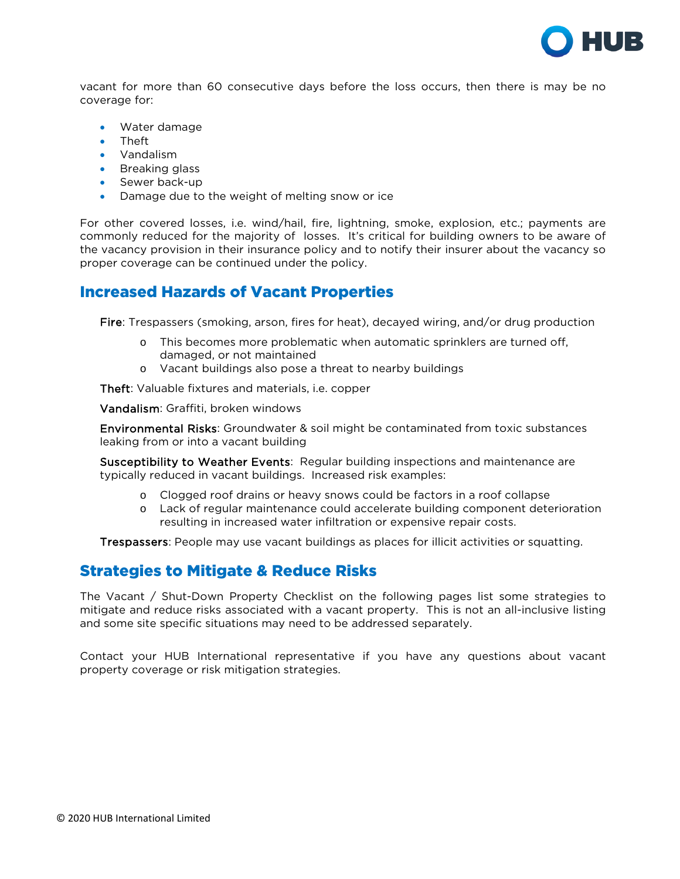vacant for more than 60 consecutive days before the loss occurs, then there is may be no coverage for:

- Water damage
- Theft
- Vandalism
- Breaking glass
- Sewer back-up
- Damage due to the weight of melting snow or ice

For other covered losses, i.e. wind/hail, fire, lightning, smoke, explosion, etc.; payments are commonly reduced for the majority of losses. It's critical for building owners to be aware of the vacancy provision in their insurance policy and to notify their insurer about the vacancy so proper coverage can be continued under the policy.

## Increased Hazards of Vacant Properties

Fire: Trespassers (smoking, arson, fires for heat), decayed wiring, and/or drug production

- This becomes more problematic when automatic sprinklers are turned off, damaged, or not maintained
- Vacant buildings also pose a threat to nearby buildings

Theft: Valuable fixtures and materials, i.e. copper

Vandalism: Graffiti, broken windows

Environmental Risks: Groundwater & soil might be contaminated from toxic substances leaking from or into a vacant building

Susceptibility to Weather Events: Regular building inspections and maintenance are typically reduced in vacant buildings. Increased risk examples:

- Clogged roof drains or heavy snows could be factors in a roof collapse
- Lack of regular maintenance could accelerate building component deterioration resulting in increased water infiltration or expensive repair costs.

Trespassers: People may use vacant buildings as places for illicit activities or squatting.

## Strategies to Mitigate & Reduce Risks

The Vacant / Shut-Down Property Checklist on the following pages list some strategies to mitigate and reduce risks associated with a vacant property. This is not an all-inclusive listing and some site specific situations may need to be addressed separately.

Contact your HUB International representative if you have any questions about vacant property coverage or risk mitigation strategies.

© 2020 HUB International Limited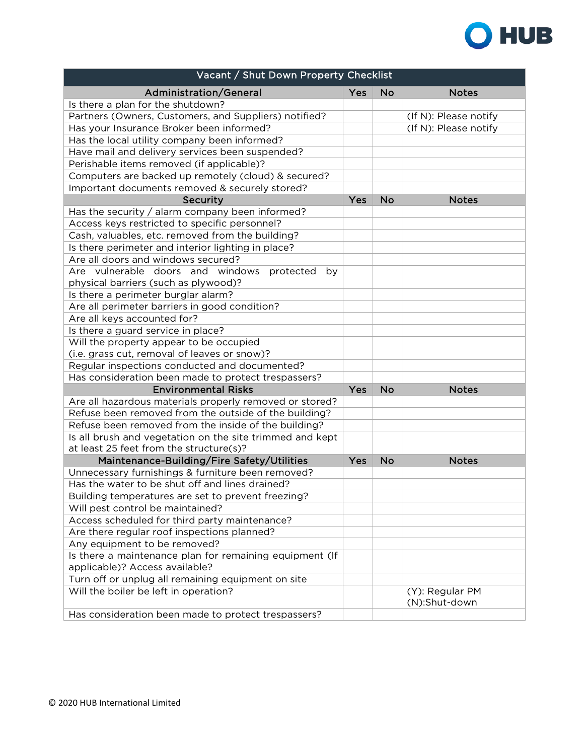| Vacant / Shut Down Property Checklist | | | |
|---|---|---|---|
| **Administration/General** | **Yes** | **No** | **Notes** |
| Is there a plan for the shutdown? | | | |
| Partners (Owners, Customers, and Suppliers) notified? | | | (If N): Please notify |
| Has your Insurance Broker been informed? | | | (If N): Please notify |
| Has the local utility company been informed? | | | |
| Have mail and delivery services been suspended? | | | |
| Perishable items removed (if applicable)? | | | |
| Computers are backed up remotely (cloud) & secured? | | | |
| Important documents removed & securely stored? | | | |
| **Security** | **Yes** | **No** | **Notes** |
| Has the security / alarm company been informed? | | | |
| Access keys restricted to specific personnel? | | | |
| Cash, valuables, etc. removed from the building? | | | |
| Is there perimeter and interior lighting in place? | | | |
| Are all doors and windows secured? | | | |
| Are vulnerable doors and windows protected by physical barriers (such as plywood)? | | | |
| Is there a perimeter burglar alarm? | | | |
| Are all perimeter barriers in good condition? | | | |
| Are all keys accounted for? | | | |
| Is there a guard service in place? | | | |
| Will the property appear to be occupied (i.e. grass cut, removal of leaves or snow)? | | | |
| Regular inspections conducted and documented? | | | |
| Has consideration been made to protect trespassers? | | | |
| **Environmental Risks** | **Yes** | **No** | **Notes** |
| Are all hazardous materials properly removed or stored? | | | |
| Refuse been removed from the outside of the building? | | | |
| Refuse been removed from the inside of the building? | | | |
| Is all brush and vegetation on the site trimmed and kept at least 25 feet from the structure(s)? | | | |
| **Maintenance-Building/Fire Safety/Utilities** | **Yes** | **No** | **Notes** |
| Unnecessary furnishings & furniture been removed? | | | |
| Has the water to be shut off and lines drained? | | | |
| Building temperatures are set to prevent freezing? | | | |
| Will pest control be maintained? | | | |
| Access scheduled for third party maintenance? | | | |
| Are there regular roof inspections planned? | | | |
| Any equipment to be removed? | | | |
| Is there a maintenance plan for remaining equipment (If applicable)? Access available? | | | |
| Turn off or unplug all remaining equipment on site | | | |
| Will the boiler be left in operation? | | | (Y): Regular PM (N):Shut-down |
| Has consideration been made to protect trespassers? | | | |

© 2020 HUB International Limited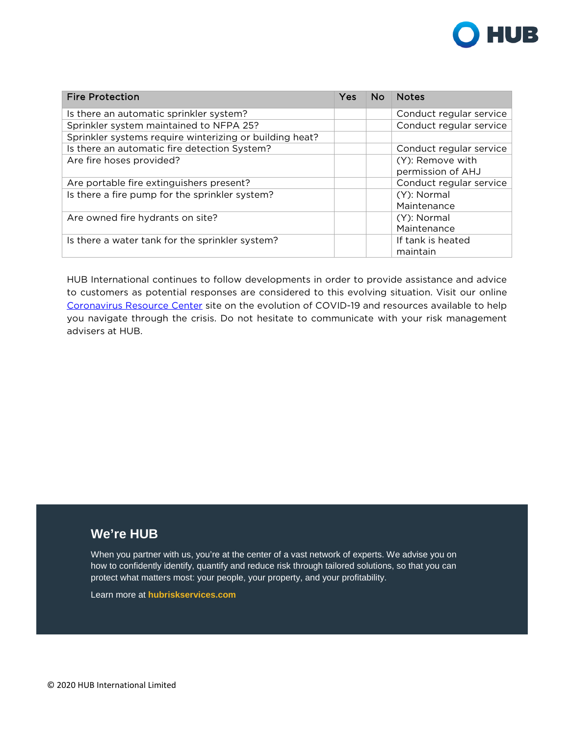| Fire Protection | Yes | No | Notes |
|---|---|---|---|
| Is there an automatic sprinkler system? | | | Conduct regular service |
| Sprinkler system maintained to NFPA 25? | | | Conduct regular service |
| Sprinkler systems require winterizing or building heat? | | | |
| Is there an automatic fire detection System? | | | Conduct regular service |
| Are fire hoses provided? | | | (Y): Remove with permission of AHJ |
| Are portable fire extinguishers present? | | | Conduct regular service |
| Is there a fire pump for the sprinkler system? | | | (Y): Normal Maintenance |
| Are owned fire hydrants on site? | | | (Y): Normal Maintenance |
| Is there a water tank for the sprinkler system? | | | If tank is heated maintain |

HUB International continues to follow developments in order to provide assistance and advice to customers as potential responses are considered to this evolving situation. Visit our online Coronavirus Resource Center site on the evolution of COVID-19 and resources available to help you navigate through the crisis. Do not hesitate to communicate with your risk management advisers at HUB.

## We're HUB

When you partner with us, you're at the center of a vast network of experts. We advise you on how to confidently identify, quantify and reduce risk through tailored solutions, so that you can protect what matters most: your people, your property, and your profitability.

Learn more at **hubriskservices.com**

© 2020 HUB International Limited